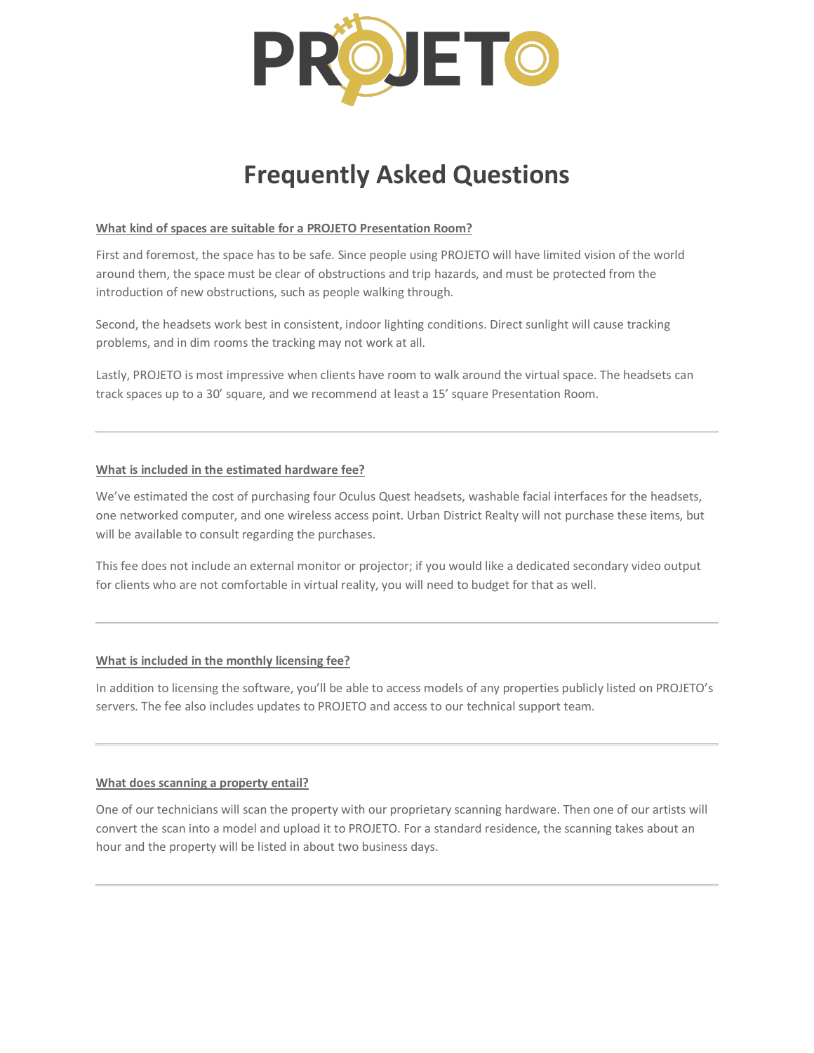# PROJETO

## Frequently Asked Questions

**What kind of spaces are suitable for a PROJETO Presentation Room?**

First and foremost, the space has to be safe. Since people using PROJETO will have limited vision of the world around them, the space must be clear of obstructions and trip hazards, and must be protected from the introduction of new obstructions, such as people walking through.

Second, the headsets work best in consistent, indoor lighting conditions. Direct sunlight will cause tracking problems, and in dim rooms the tracking may not work at all.

Lastly, PROJETO is most impressive when clients have room to walk around the virtual space. The headsets can track spaces up to a 30’ square, and we recommend at least a 15’ square Presentation Room.

---

**What is included in the estimated hardware fee?**

We’ve estimated the cost of purchasing four Oculus Quest headsets, washable facial interfaces for the headsets, one networked computer, and one wireless access point. Urban District Realty will not purchase these items, but will be available to consult regarding the purchases.

This fee does not include an external monitor or projector; if you would like a dedicated secondary video output for clients who are not comfortable in virtual reality, you will need to budget for that as well.

---

**What is included in the monthly licensing fee?**

In addition to licensing the software, you’ll be able to access models of any properties publicly listed on PROJETO’s servers. The fee also includes updates to PROJETO and access to our technical support team.

---

**What does scanning a property entail?**

One of our technicians will scan the property with our proprietary scanning hardware. Then one of our artists will convert the scan into a model and upload it to PROJETO. For a standard residence, the scanning takes about an hour and the property will be listed in about two business days.

---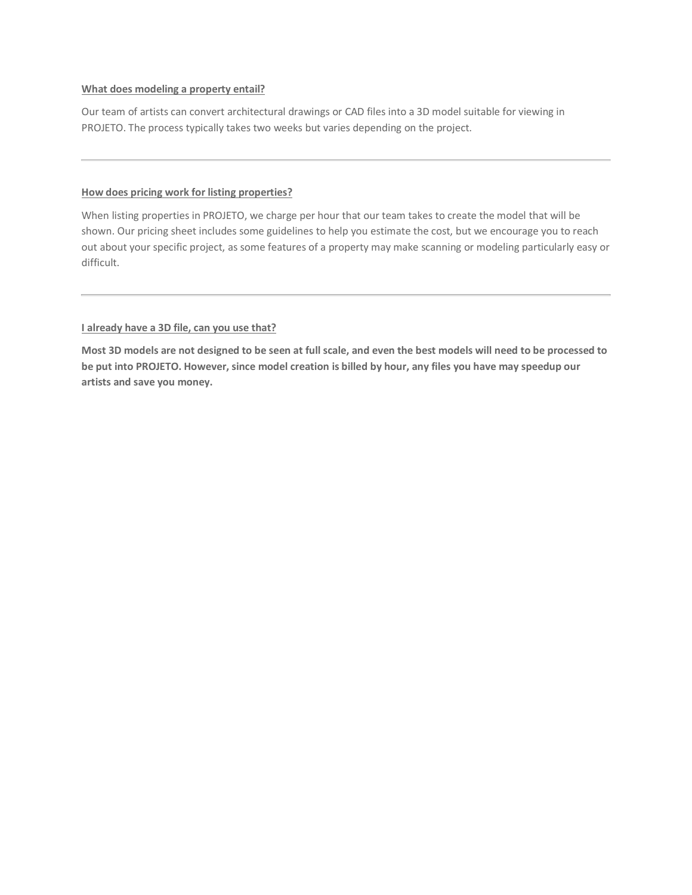**What does modeling a property entail?**

Our team of artists can convert architectural drawings or CAD files into a 3D model suitable for viewing in PROJETO. The process typically takes two weeks but varies depending on the project.

---

**How does pricing work for listing properties?**

When listing properties in PROJETO, we charge per hour that our team takes to create the model that will be shown. Our pricing sheet includes some guidelines to help you estimate the cost, but we encourage you to reach out about your specific project, as some features of a property may make scanning or modeling particularly easy or difficult.

---

**I already have a 3D file, can you use that?**

**Most 3D models are not designed to be seen at full scale, and even the best models will need to be processed to be put into PROJETO. However, since model creation is billed by hour, any files you have may speedup our artists and save you money.**